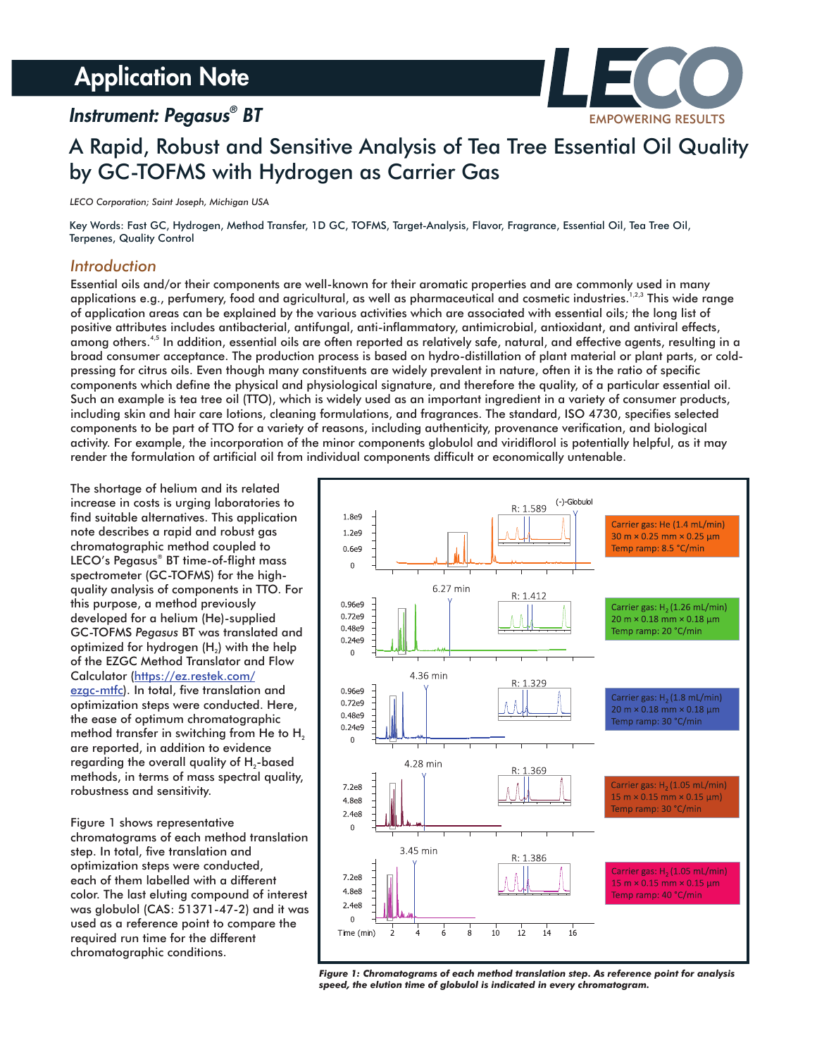# Application Note

## *Instrument: Pegasus® BT*

# A Rapid, Robust and Sensitive Analysis of Tea Tree Essential Oil Quality by GC-TOFMS with Hydrogen as Carrier Gas

*LECO Corporation; Saint Joseph, Michigan USA*

Key Words: Fast GC, Hydrogen, Method Transfer, 1D GC, TOFMS, Target-Analysis, Flavor, Fragrance, Essential Oil, Tea Tree Oil, Terpenes, Quality Control

## *Introduction*

Essential oils and/or their components are well-known for their aromatic properties and are commonly used in many applications e.g., perfumery, food and agricultural, as well as pharmaceutical and cosmetic industries.[1,2,3] This wide range of application areas can be explained by the various activities which are associated with essential oils; the long list of positive attributes includes antibacterial, antifungal, anti-inflammatory, antimicrobial, antioxidant, and antiviral effects, among others.[4,5] In addition, essential oils are often reported as relatively safe, natural, and effective agents, resulting in a broad consumer acceptance. The production process is based on hydro-distillation of plant material or plant parts, or cold-pressing for citrus oils. Even though many constituents are widely prevalent in nature, often it is the ratio of specific components which define the physical and physiological signature, and therefore the quality, of a particular essential oil. Such an example is tea tree oil (TTO), which is widely used as an important ingredient in a variety of consumer products, including skin and hair care lotions, cleaning formulations, and fragrances. The standard, ISO 4730, specifies selected components to be part of TTO for a variety of reasons, including authenticity, provenance verification, and biological activity. For example, the incorporation of the minor components globulol and viridiflorol is potentially helpful, as it may render the formulation of artificial oil from individual components difficult or economically untenable.

The shortage of helium and its related increase in costs is urging laboratories to find suitable alternatives. This application note describes a rapid and robust gas chromatographic method coupled to LECO's Pegasus® BT time-of-flight mass spectrometer (GC-TOFMS) for the high-quality analysis of components in TTO. For this purpose, a method previously developed for a helium (He)-supplied GC-TOFMS *Pegasus* BT was translated and optimized for hydrogen ($H_2$) with the help of the EZGC Method Translator and Flow Calculator (https://ez.restek.com/ezgc-mtfc). In total, five translation and optimization steps were conducted. Here, the ease of optimum chromatographic method transfer in switching from He to $H_2$ are reported, in addition to evidence regarding the overall quality of $H_2$-based methods, in terms of mass spectral quality, robustness and sensitivity.

Figure 1 shows representative chromatograms of each method translation step. In total, five translation and optimization steps were conducted, each of them labelled with a different color. The last eluting compound of interest was globulol (CAS: 51371-47-2) and it was used as a reference point to compare the required run time for the different chromatographic conditions.

***Figure 1: Chromatograms of each method translation step. As reference point for analysis speed, the elution time of globulol is indicated in every chromatogram.***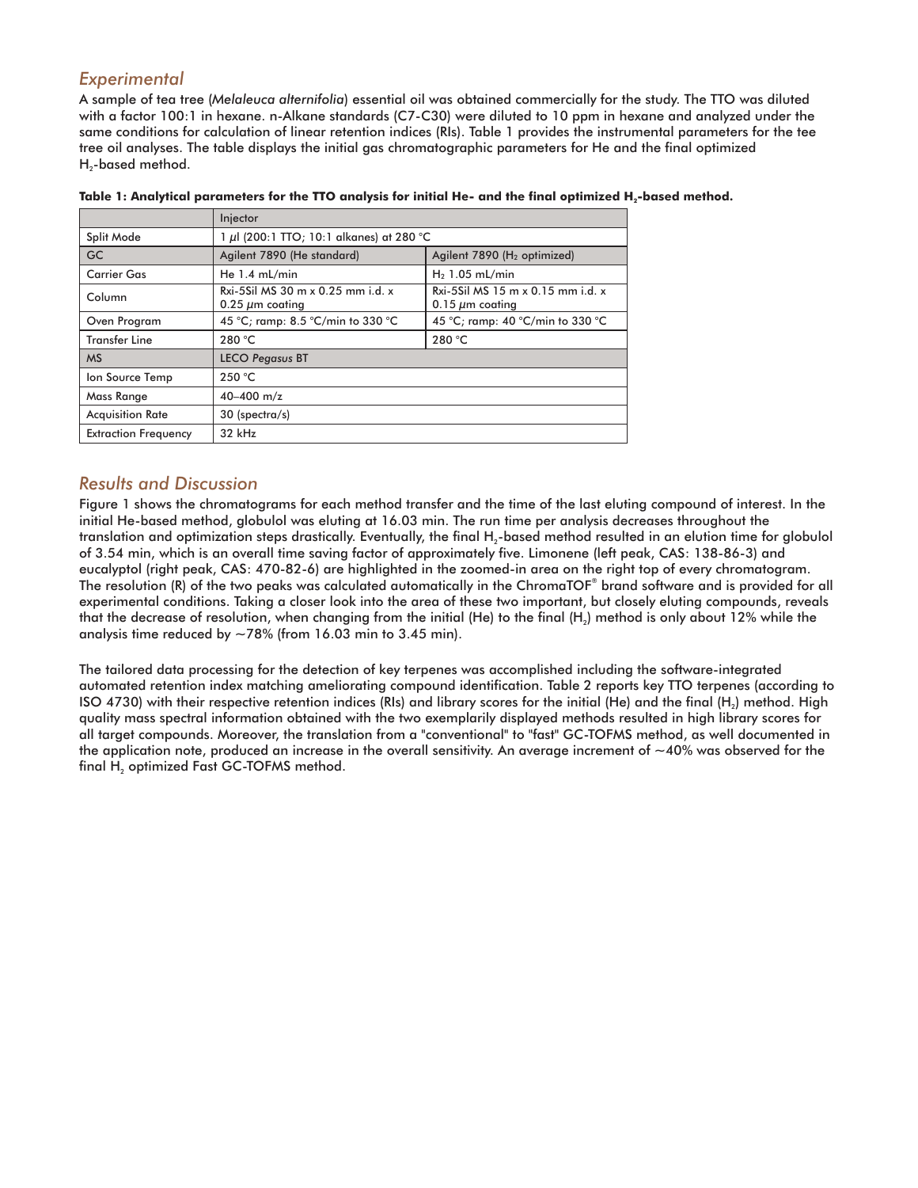## Experimental

A sample of tea tree (*Melaleuca alternifolia*) essential oil was obtained commercially for the study. The TTO was diluted with a factor 100:1 in hexane. n-Alkane standards (C7-C30) were diluted to 10 ppm in hexane and analyzed under the same conditions for calculation of linear retention indices (RIs). Table 1 provides the instrumental parameters for the tee tree oil analyses. The table displays the initial gas chromatographic parameters for He and the final optimized $H_2$-based method.

**Table 1: Analytical parameters for the TTO analysis for initial He- and the final optimized $H_2$-based method.**

| | Injector | |
|---|---|---|
| Split Mode | 1 µl (200:1 TTO; 10:1 alkanes) at 280 °C | |
| GC | Agilent 7890 (He standard) | Agilent 7890 ($H_2$ optimized) |
| Carrier Gas | He 1.4 mL/min | $H_2$ 1.05 mL/min |
| Column | Rxi-5Sil MS 30 m x 0.25 mm i.d. x 0.25 µm coating | Rxi-5Sil MS 15 m x 0.15 mm i.d. x 0.15 µm coating |
| Oven Program | 45 °C; ramp: 8.5 °C/min to 330 °C | 45 °C; ramp: 40 °C/min to 330 °C |
| Transfer Line | 280 °C | 280 °C |
| MS | LECO *Pegasus* BT | |
| Ion Source Temp | 250 °C | |
| Mass Range | 40–400 m/z | |
| Acquisition Rate | 30 (spectra/s) | |
| Extraction Frequency | 32 kHz | |

## Results and Discussion

Figure 1 shows the chromatograms for each method transfer and the time of the last eluting compound of interest. In the initial He-based method, globulol was eluting at 16.03 min. The run time per analysis decreases throughout the translation and optimization steps drastically. Eventually, the final $H_2$-based method resulted in an elution time for globulol of 3.54 min, which is an overall time saving factor of approximately five. Limonene (left peak, CAS: 138-86-3) and eucalyptol (right peak, CAS: 470-82-6) are highlighted in the zoomed-in area on the right top of every chromatogram. The resolution (R) of the two peaks was calculated automatically in the ChromaTOF® brand software and is provided for all experimental conditions. Taking a closer look into the area of these two important, but closely eluting compounds, reveals that the decrease of resolution, when changing from the initial (He) to the final ($H_2$) method is only about 12% while the analysis time reduced by ~78% (from 16.03 min to 3.45 min).

The tailored data processing for the detection of key terpenes was accomplished including the software-integrated automated retention index matching ameliorating compound identification. Table 2 reports key TTO terpenes (according to ISO 4730) with their respective retention indices (RIs) and library scores for the initial (He) and the final ($H_2$) method. High quality mass spectral information obtained with the two exemplarily displayed methods resulted in high library scores for all target compounds. Moreover, the translation from a "conventional" to "fast" GC-TOFMS method, as well documented in the application note, produced an increase in the overall sensitivity. An average increment of ~40% was observed for the final $H_2$ optimized Fast GC-TOFMS method.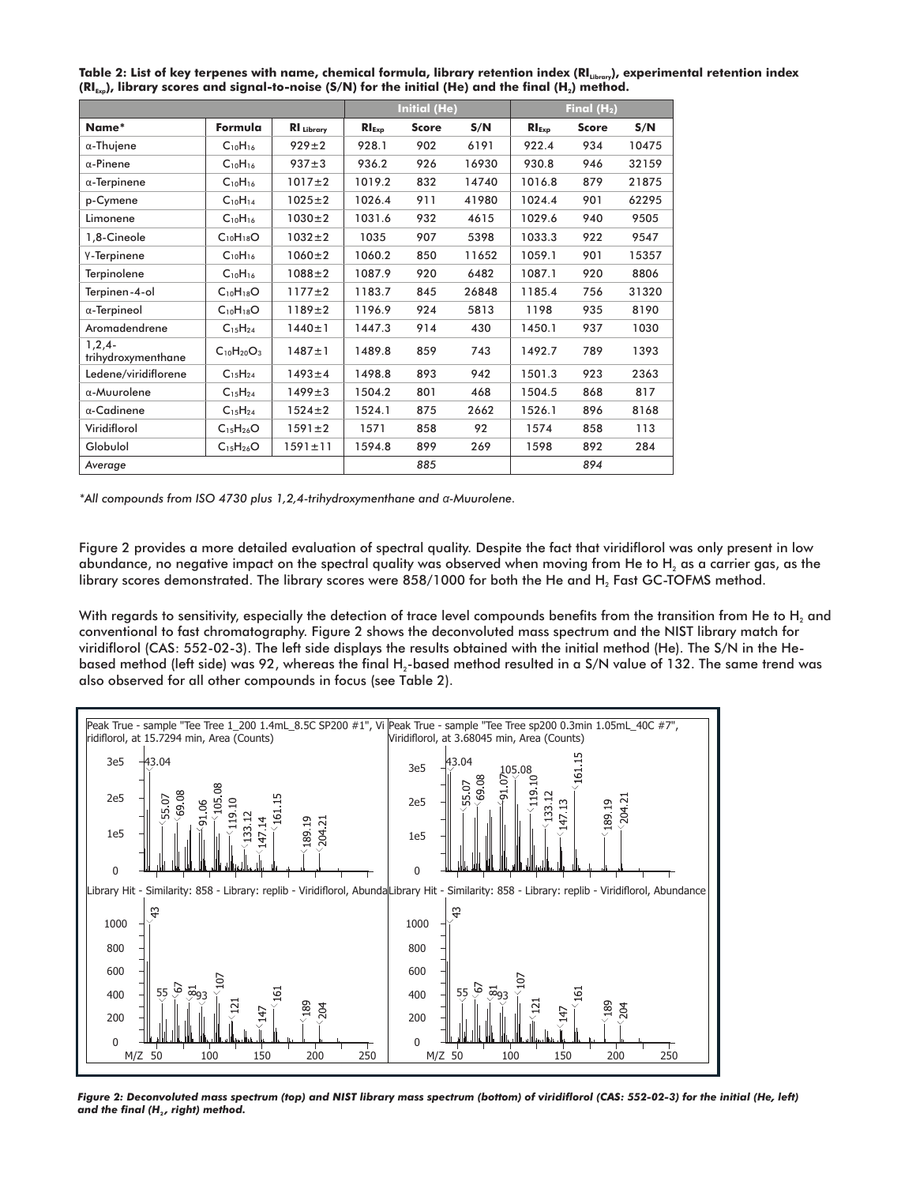**Table 2: List of key terpenes with name, chemical formula, library retention index ($RI_{Library}$), experimental retention index ($RI_{Exp}$), library scores and signal-to-noise (S/N) for the initial (He) and the final ($H_2$) method.**

| | | | Initial (He) | | | Final ($H_2$) | | |
|---|---|---|---|---|---|---|---|---|
| **Name*** | **Formula** | **$RI_{Library}$** | **$RI_{Exp}$** | **Score** | **S/N** | **$RI_{Exp}$** | **Score** | **S/N** |
| α-Thujene | $C_{10}H_{16}$ | 929±2 | 928.1 | 902 | 6191 | 922.4 | 934 | 10475 |
| α-Pinene | $C_{10}H_{16}$ | 937±3 | 936.2 | 926 | 16930 | 930.8 | 946 | 32159 |
| α-Terpinene | $C_{10}H_{16}$ | 1017±2 | 1019.2 | 832 | 14740 | 1016.8 | 879 | 21875 |
| p-Cymene | $C_{10}H_{14}$ | 1025±2 | 1026.4 | 911 | 41980 | 1024.4 | 901 | 62295 |
| Limonene | $C_{10}H_{16}$ | 1030±2 | 1031.6 | 932 | 4615 | 1029.6 | 940 | 9505 |
| 1,8-Cineole | $C_{10}H_{18}O$ | 1032±2 | 1035 | 907 | 5398 | 1033.3 | 922 | 9547 |
| γ-Terpinene | $C_{10}H_{16}$ | 1060±2 | 1060.2 | 850 | 11652 | 1059.1 | 901 | 15357 |
| Terpinolene | $C_{10}H_{16}$ | 1088±2 | 1087.9 | 920 | 6482 | 1087.1 | 920 | 8806 |
| Terpinen-4-ol | $C_{10}H_{18}O$ | 1177±2 | 1183.7 | 845 | 26848 | 1185.4 | 756 | 31320 |
| α-Terpineol | $C_{10}H_{18}O$ | 1189±2 | 1196.9 | 924 | 5813 | 1198 | 935 | 8190 |
| Aromadendrene | $C_{15}H_{24}$ | 1440±1 | 1447.3 | 914 | 430 | 1450.1 | 937 | 1030 |
| 1,2,4-trihydroxymenthane | $C_{10}H_{20}O_3$ | 1487±1 | 1489.8 | 859 | 743 | 1492.7 | 789 | 1393 |
| Ledene/viridiflorene | $C_{15}H_{24}$ | 1493±4 | 1498.8 | 893 | 942 | 1501.3 | 923 | 2363 |
| α-Muurolene | $C_{15}H_{24}$ | 1499±3 | 1504.2 | 801 | 468 | 1504.5 | 868 | 817 |
| α-Cadinene | $C_{15}H_{24}$ | 1524±2 | 1524.1 | 875 | 2662 | 1526.1 | 896 | 8168 |
| Viridiflorol | $C_{15}H_{26}O$ | 1591±2 | 1571 | 858 | 92 | 1574 | 858 | 113 |
| Globulol | $C_{15}H_{26}O$ | 1591±11 | 1594.8 | 899 | 269 | 1598 | 892 | 284 |
| *Average* | | | | *885* | | | *894* | |

*\*All compounds from ISO 4730 plus 1,2,4-trihydroxymenthane and α-Muurolene.*

Figure 2 provides a more detailed evaluation of spectral quality. Despite the fact that viridiflorol was only present in low abundance, no negative impact on the spectral quality was observed when moving from He to $H_2$ as a carrier gas, as the library scores demonstrated. The library scores were 858/1000 for both the He and $H_2$ Fast GC-TOFMS method.

With regards to sensitivity, especially the detection of trace level compounds benefits from the transition from He to $H_2$ and conventional to fast chromatography. Figure 2 shows the deconvoluted mass spectrum and the NIST library match for viridiflorol (CAS: 552-02-3). The left side displays the results obtained with the initial method (He). The S/N in the He-based method (left side) was 92, whereas the final $H_2$-based method resulted in a S/N value of 132. The same trend was also observed for all other compounds in focus (see Table 2).

***Figure 2: Deconvoluted mass spectrum (top) and NIST library mass spectrum (bottom) of viridiflorol (CAS: 552-02-3) for the initial (He, left) and the final ($H_2$, right) method.***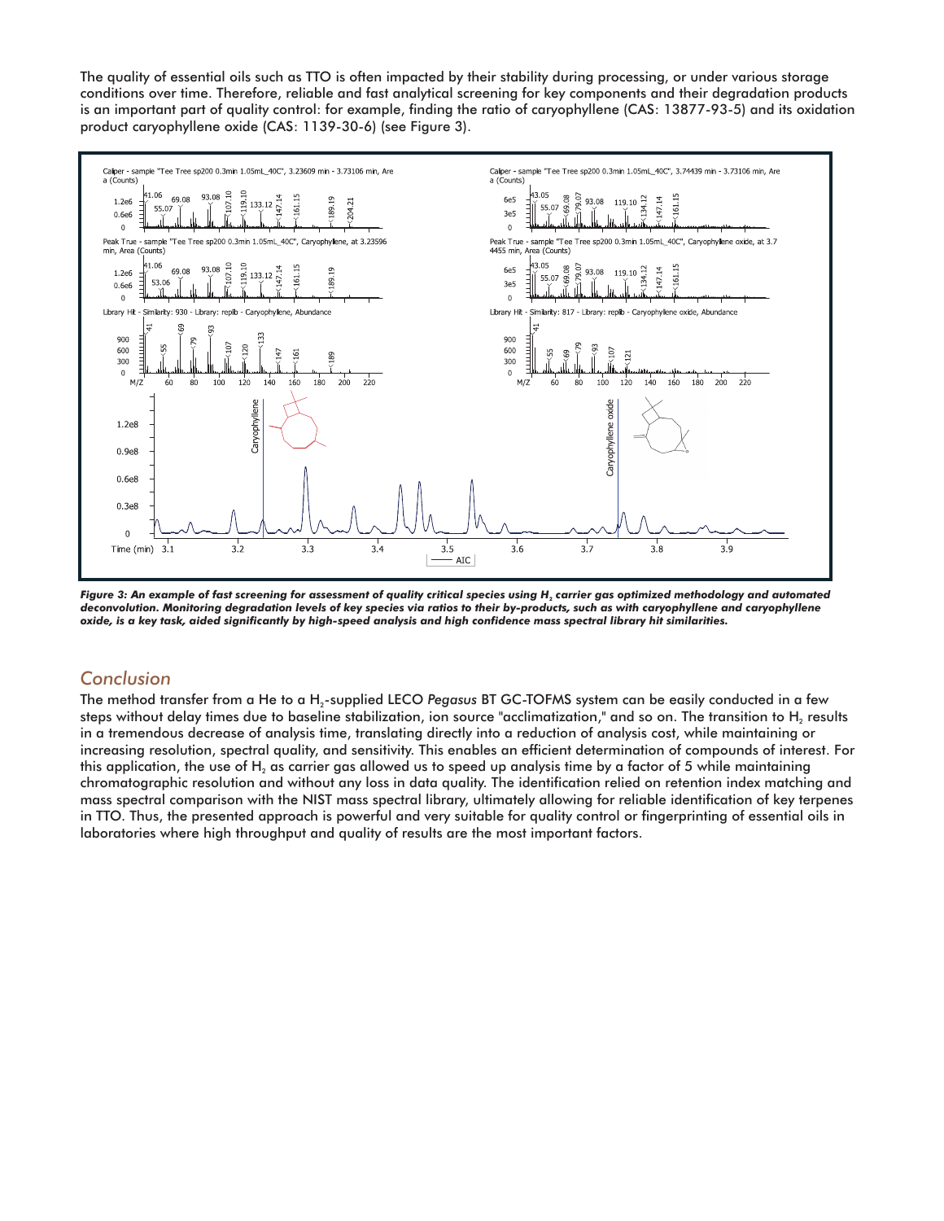The quality of essential oils such as TTO is often impacted by their stability during processing, or under various storage conditions over time. Therefore, reliable and fast analytical screening for key components and their degradation products is an important part of quality control: for example, finding the ratio of caryophyllene (CAS: 13877-93-5) and its oxidation product caryophyllene oxide (CAS: 1139-30-6) (see Figure 3).

***Figure 3: An example of fast screening for assessment of quality critical species using $H_2$ carrier gas optimized methodology and automated deconvolution. Monitoring degradation levels of key species via ratios to their by-products, such as with caryophyllene and caryophyllene oxide, is a key task, aided significantly by high-speed analysis and high confidence mass spectral library hit similarities.***

## *Conclusion*

The method transfer from a He to a $H_2$-supplied LECO *Pegasus* BT GC-TOFMS system can be easily conducted in a few steps without delay times due to baseline stabilization, ion source "acclimatization," and so on. The transition to $H_2$ results in a tremendous decrease of analysis time, translating directly into a reduction of analysis cost, while maintaining or increasing resolution, spectral quality, and sensitivity. This enables an efficient determination of compounds of interest. For this application, the use of $H_2$ as carrier gas allowed us to speed up analysis time by a factor of 5 while maintaining chromatographic resolution and without any loss in data quality. The identification relied on retention index matching and mass spectral comparison with the NIST mass spectral library, ultimately allowing for reliable identification of key terpenes in TTO. Thus, the presented approach is powerful and very suitable for quality control or fingerprinting of essential oils in laboratories where high throughput and quality of results are the most important factors.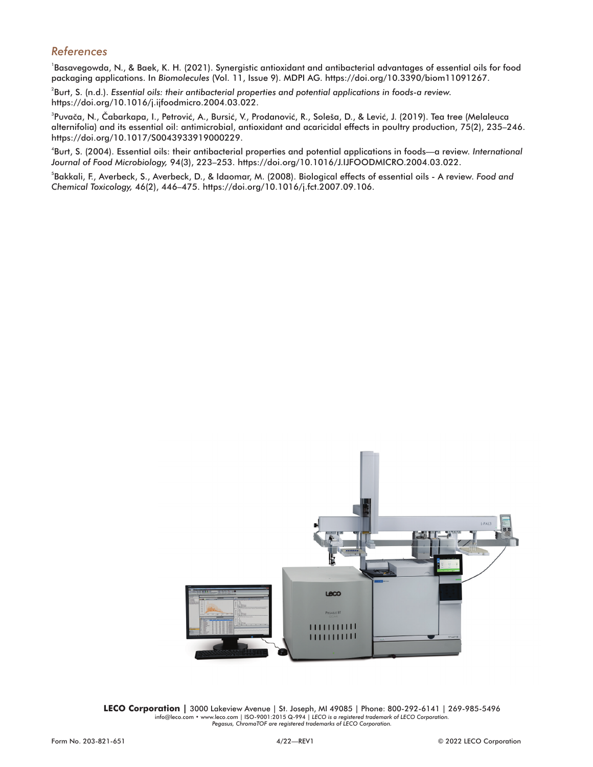## *References*

[1]Basavegowda, N., & Baek, K. H. (2021). Synergistic antioxidant and antibacterial advantages of essential oils for food packaging applications. In *Biomolecules* (Vol. 11, Issue 9). MDPI AG. https://doi.org/10.3390/biom11091267.

[2]Burt, S. (n.d.). *Essential oils: their antibacterial properties and potential applications in foods-a review.* https://doi.org/10.1016/j.ijfoodmicro.2004.03.022.

[3]Puvača, N., Čabarkapa, I., Petrović, A., Bursić, V., Prodanović, R., Soleša, D., & Lević, J. (2019). Tea tree (Melaleuca alternifolia) and its essential oil: antimicrobial, antioxidant and acaricidal effects in poultry production, 75(2), 235–246. https://doi.org/10.1017/S0043933919000229.

[4]Burt, S. (2004). Essential oils: their antibacterial properties and potential applications in foods—a review. *International Journal of Food Microbiology,* 94(3), 223–253. https://doi.org/10.1016/J.IJFOODMICRO.2004.03.022.

[5]Bakkali, F., Averbeck, S., Averbeck, D., & Idaomar, M. (2008). Biological effects of essential oils - A review. *Food and Chemical Toxicology,* 46(2), 446–475. https://doi.org/10.1016/j.fct.2007.09.106.

**LECO Corporation** | 3000 Lakeview Avenue | St. Joseph, MI 49085 | Phone: 800-292-6141 | 269-985-5496
info@leco.com • www.leco.com | ISO-9001:2015 Q-994 | *LECO is a registered trademark of LECO Corporation.*
*Pegasus, ChromaTOF are registered trademarks of LECO Corporation.*

Form No. 203-821-651 4/22—REV1 © 2022 LECO Corporation